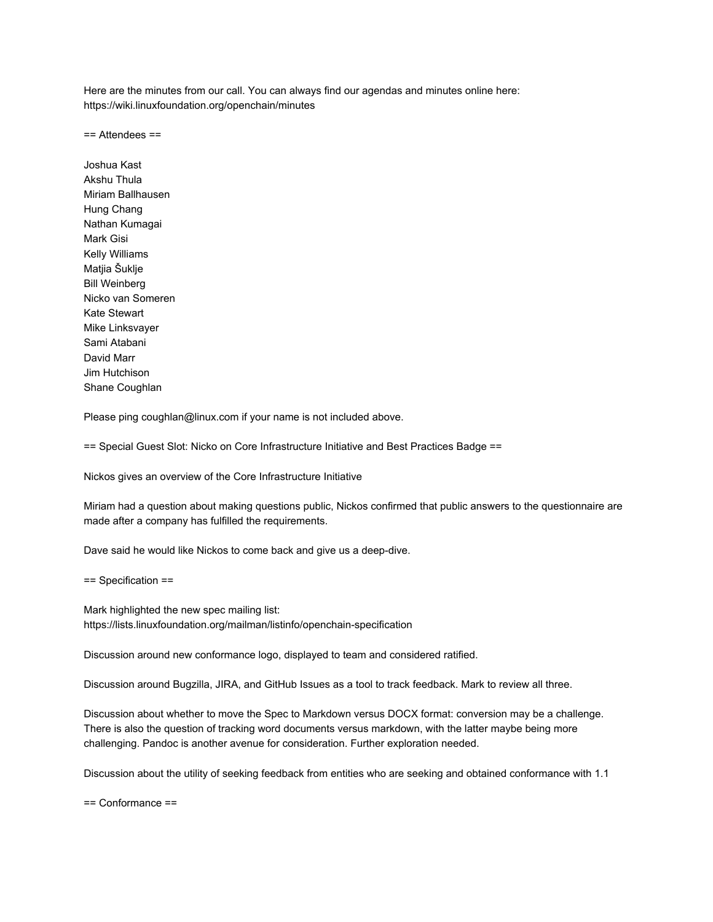Here are the minutes from our call. You can always find our agendas and minutes online here:
https://wiki.linuxfoundation.org/openchain/minutes

== Attendees ==

Joshua Kast
Akshu Thula
Miriam Ballhausen
Hung Chang
Nathan Kumagai
Mark Gisi
Kelly Williams
Matjia Šuklje
Bill Weinberg
Nicko van Someren
Kate Stewart
Mike Linksvayer
Sami Atabani
David Marr
Jim Hutchison
Shane Coughlan

Please ping coughlan@linux.com if your name is not included above.

== Special Guest Slot: Nicko on Core Infrastructure Initiative and Best Practices Badge ==

Nickos gives an overview of the Core Infrastructure Initiative

Miriam had a question about making questions public, Nickos confirmed that public answers to the questionnaire are made after a company has fulfilled the requirements.

Dave said he would like Nickos to come back and give us a deep-dive.

== Specification ==

Mark highlighted the new spec mailing list:
https://lists.linuxfoundation.org/mailman/listinfo/openchain-specification

Discussion around new conformance logo, displayed to team and considered ratified.

Discussion around Bugzilla, JIRA, and GitHub Issues as a tool to track feedback. Mark to review all three.

Discussion about whether to move the Spec to Markdown versus DOCX format: conversion may be a challenge. There is also the question of tracking word documents versus markdown, with the latter maybe being more challenging. Pandoc is another avenue for consideration. Further exploration needed.

Discussion about the utility of seeking feedback from entities who are seeking and obtained conformance with 1.1

== Conformance ==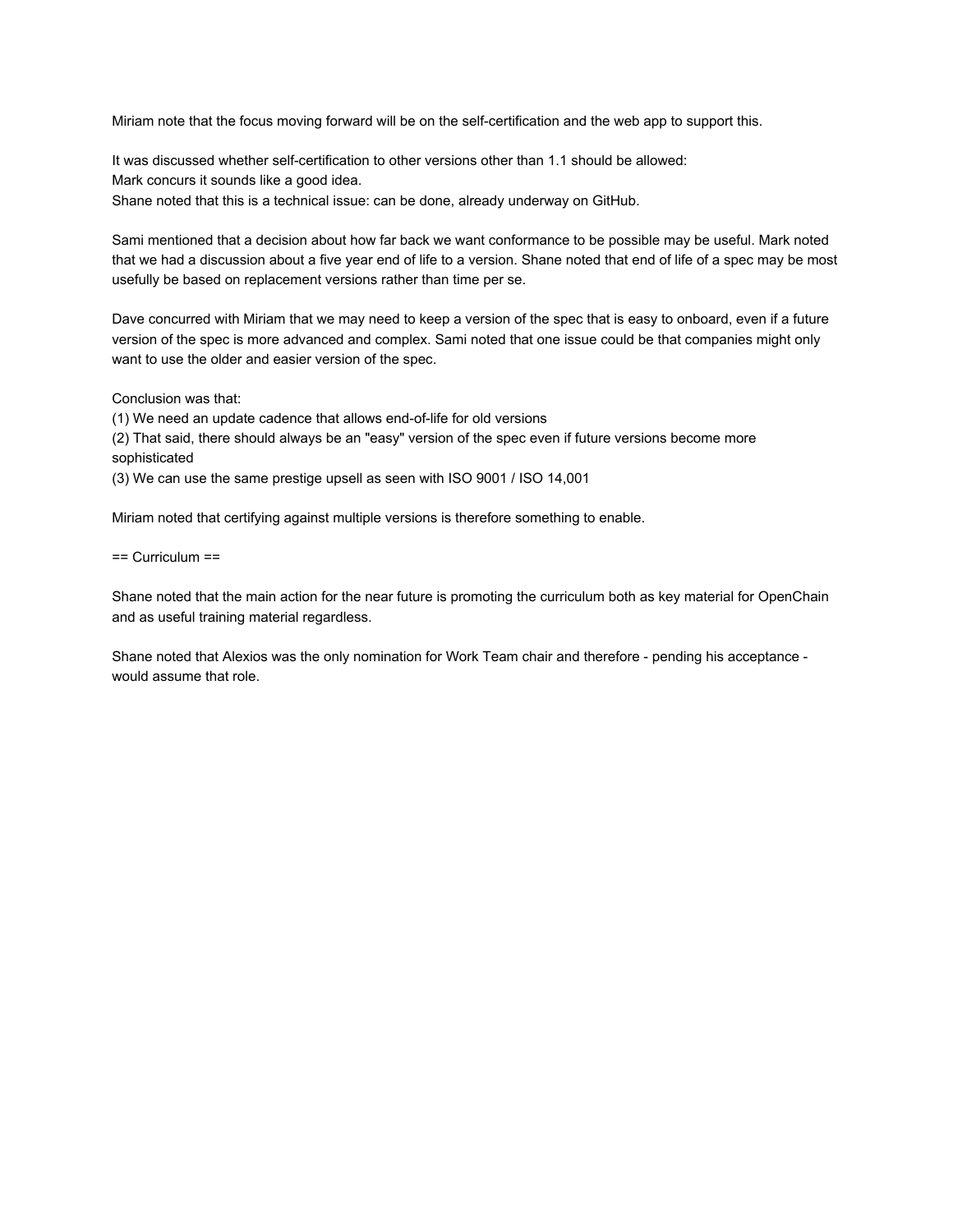Miriam note that the focus moving forward will be on the self-certification and the web app to support this.

It was discussed whether self-certification to other versions other than 1.1 should be allowed:
Mark concurs it sounds like a good idea.
Shane noted that this is a technical issue: can be done, already underway on GitHub.

Sami mentioned that a decision about how far back we want conformance to be possible may be useful. Mark noted that we had a discussion about a five year end of life to a version. Shane noted that end of life of a spec may be most usefully be based on replacement versions rather than time per se.

Dave concurred with Miriam that we may need to keep a version of the spec that is easy to onboard, even if a future version of the spec is more advanced and complex. Sami noted that one issue could be that companies might only want to use the older and easier version of the spec.

Conclusion was that:
(1) We need an update cadence that allows end-of-life for old versions
(2) That said, there should always be an "easy" version of the spec even if future versions become more sophisticated
(3) We can use the same prestige upsell as seen with ISO 9001 / ISO 14,001

Miriam noted that certifying against multiple versions is therefore something to enable.

== Curriculum ==

Shane noted that the main action for the near future is promoting the curriculum both as key material for OpenChain and as useful training material regardless.

Shane noted that Alexios was the only nomination for Work Team chair and therefore - pending his acceptance - would assume that role.